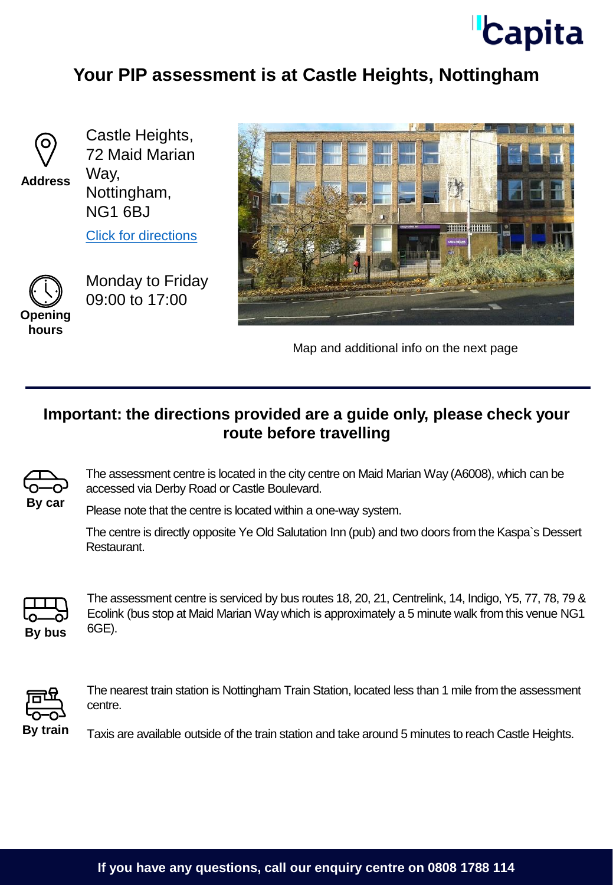# Your PIP assessment is at Castle Heights, Nottingham

**Address**

Castle Heights,
72 Maid Marian Way,
Nottingham,
NG1 6BJ

[Click for directions]

**Opening hours**

Monday to Friday
09:00 to 17:00

Map and additional info on the next page

## Important: the directions provided are a guide only, please check your route before travelling

**By car**

The assessment centre is located in the city centre on Maid Marian Way (A6008), which can be accessed via Derby Road or Castle Boulevard.

Please note that the centre is located within a one-way system.

The centre is directly opposite Ye Old Salutation Inn (pub) and two doors from the Kaspa`s Dessert Restaurant.

**By bus**

The assessment centre is serviced by bus routes 18, 20, 21, Centrelink, 14, Indigo, Y5, 77, 78, 79 & Ecolink (bus stop at Maid Marian Way which is approximately a 5 minute walk from this venue NG1 6GE).

**By train**

The nearest train station is Nottingham Train Station, located less than 1 mile from the assessment centre.

Taxis are available outside of the train station and take around 5 minutes to reach Castle Heights.

**If you have any questions, call our enquiry centre on 0808 1788 114**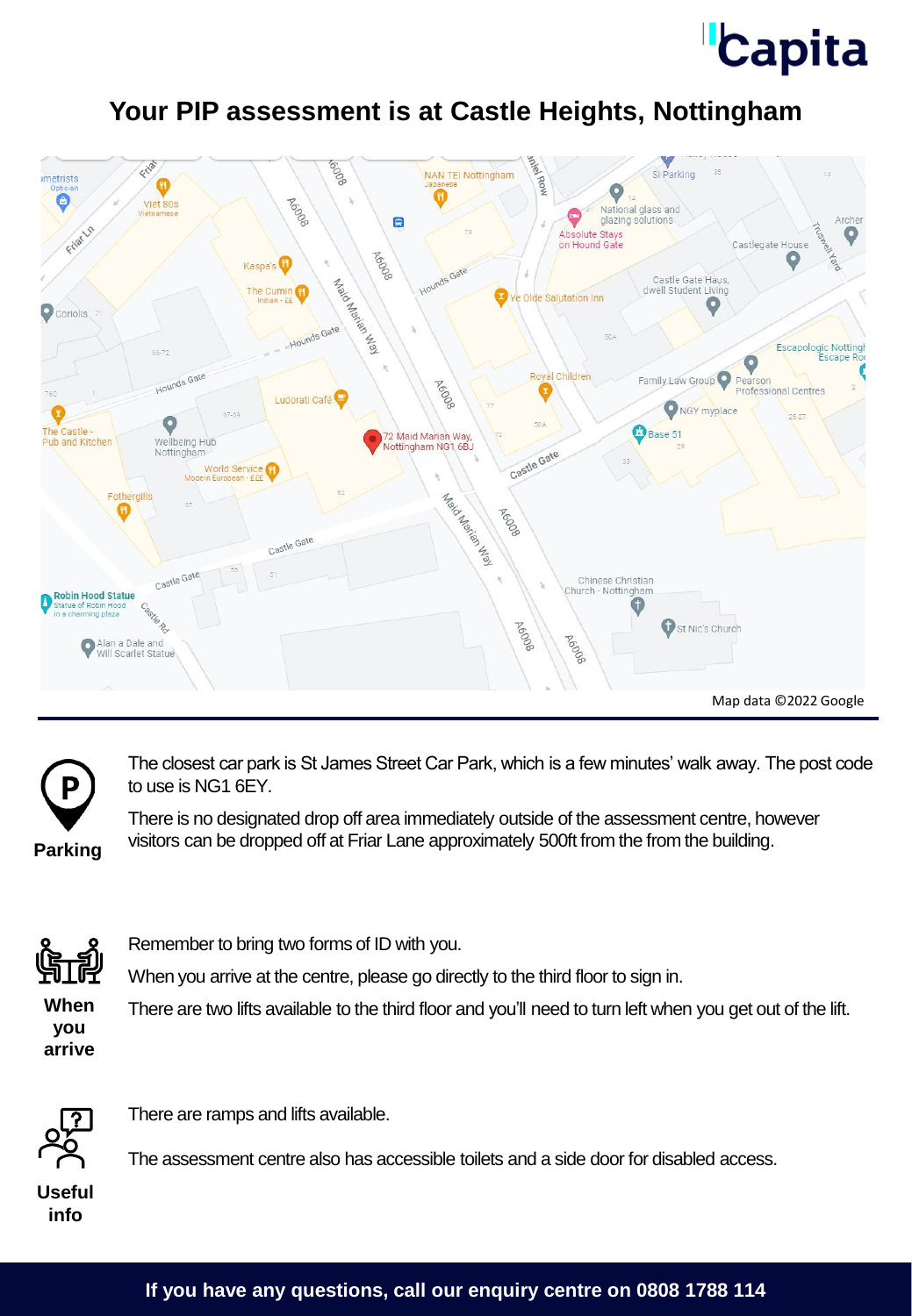Capita

# Your PIP assessment is at Castle Heights, Nottingham

72 Maid Marian Way, Nottingham NG1 6BJ

Map data ©2022 Google

**Parking**

The closest car park is St James Street Car Park, which is a few minutes' walk away. The post code to use is NG1 6EY.

There is no designated drop off area immediately outside of the assessment centre, however visitors can be dropped off at Friar Lane approximately 500ft from the from the building.

**When you arrive**

Remember to bring two forms of ID with you.

When you arrive at the centre, please go directly to the third floor to sign in.

There are two lifts available to the third floor and you'll need to turn left when you get out of the lift.

**Useful info**

There are ramps and lifts available.

The assessment centre also has accessible toilets and a side door for disabled access.

**If you have any questions, call our enquiry centre on 0808 1788 114**